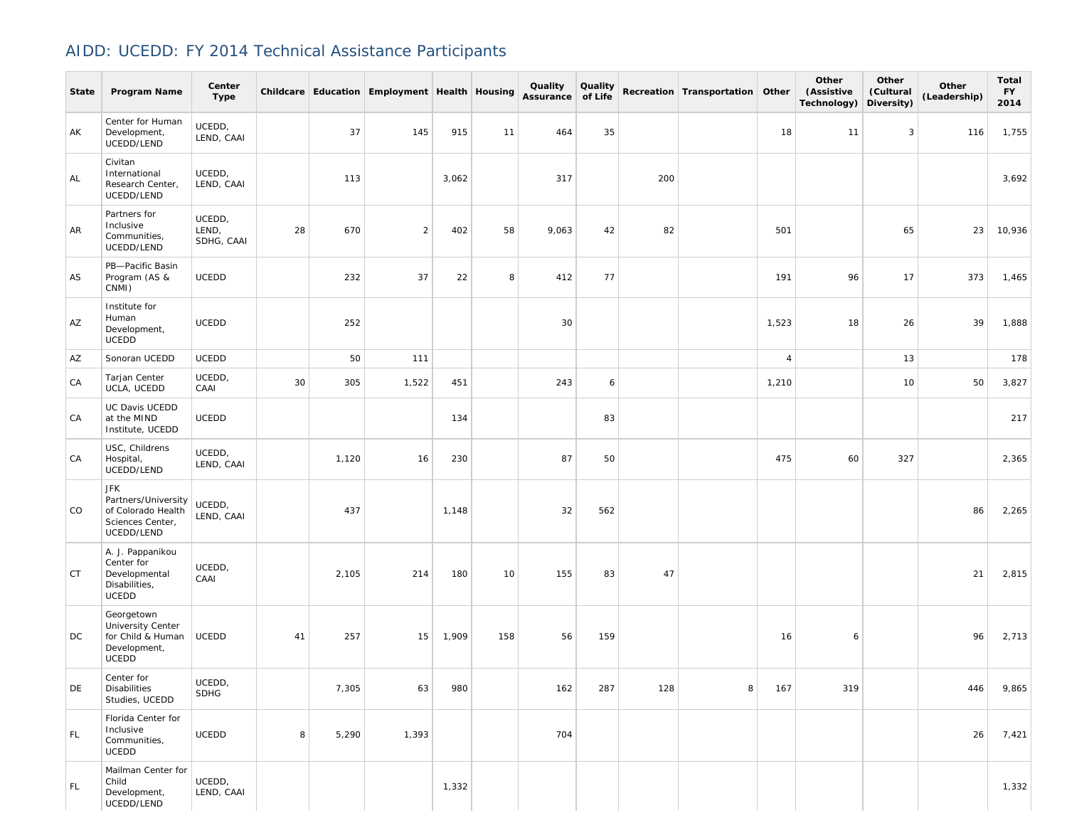# AIDD: UCEDD: FY 2014 Technical Assistance Participants

| State | Program Name | Center Type | Childcare | Education | Employment | Health | Housing | Quality Assurance | Quality of Life | Recreation | Transportation | Other | Other (Assistive Technology) | Other (Cultural Diversity) | Other (Leadership) | Total FY 2014 |
|---|---|---|---|---|---|---|---|---|---|---|---|---|---|---|---|---|
| AK | Center for Human Development, UCEDD/LEND | UCEDD, LEND, CAAI | | 37 | 145 | 915 | 11 | 464 | 35 | | | 18 | 11 | 3 | 116 | 1,755 |
| AL | Civitan International Research Center, UCEDD/LEND | UCEDD, LEND, CAAI | | 113 | | 3,062 | | 317 | | 200 | | | | | | 3,692 |
| AR | Partners for Inclusive Communities, UCEDD/LEND | UCEDD, LEND, SDHG, CAAI | 28 | 670 | 2 | 402 | 58 | 9,063 | 42 | 82 | | 501 | | 65 | 23 | 10,936 |
| AS | PB—Pacific Basin Program (AS & CNMI) | UCEDD | | 232 | 37 | 22 | 8 | 412 | 77 | | | 191 | 96 | 17 | 373 | 1,465 |
| AZ | Institute for Human Development, UCEDD | UCEDD | | 252 | | | | 30 | | | | 1,523 | 18 | 26 | 39 | 1,888 |
| AZ | Sonoran UCEDD | UCEDD | | 50 | 111 | | | | | | | 4 | | 13 | | 178 |
| CA | Tarjan Center UCLA, UCEDD | UCEDD, CAAI | 30 | 305 | 1,522 | 451 | | 243 | 6 | | | 1,210 | | 10 | 50 | 3,827 |
| CA | UC Davis UCEDD at the MIND Institute, UCEDD | UCEDD | | | | 134 | | | 83 | | | | | | | 217 |
| CA | USC, Childrens Hospital, UCEDD/LEND | UCEDD, LEND, CAAI | | 1,120 | 16 | 230 | | 87 | 50 | | | 475 | 60 | 327 | | 2,365 |
| CO | JFK Partners/University of Colorado Health Sciences Center, UCEDD/LEND | UCEDD, LEND, CAAI | | 437 | | 1,148 | | 32 | 562 | | | | | | 86 | 2,265 |
| CT | A. J. Pappanikou Center for Developmental Disabilities, UCEDD | UCEDD, CAAI | | 2,105 | 214 | 180 | 10 | 155 | 83 | 47 | | | | | 21 | 2,815 |
| DC | Georgetown University Center for Child & Human Development, UCEDD | UCEDD | 41 | 257 | 15 | 1,909 | 158 | 56 | 159 | | | 16 | 6 | | 96 | 2,713 |
| DE | Center for Disabilities Studies, UCEDD | UCEDD, SDHG | | 7,305 | 63 | 980 | | 162 | 287 | 128 | 8 | 167 | 319 | | 446 | 9,865 |
| FL | Florida Center for Inclusive Communities, UCEDD | UCEDD | 8 | 5,290 | 1,393 | | | 704 | | | | | | | 26 | 7,421 |
| FL | Mailman Center for Child Development, UCEDD/LEND | UCEDD, LEND, CAAI | | | | 1,332 | | | | | | | | | | 1,332 |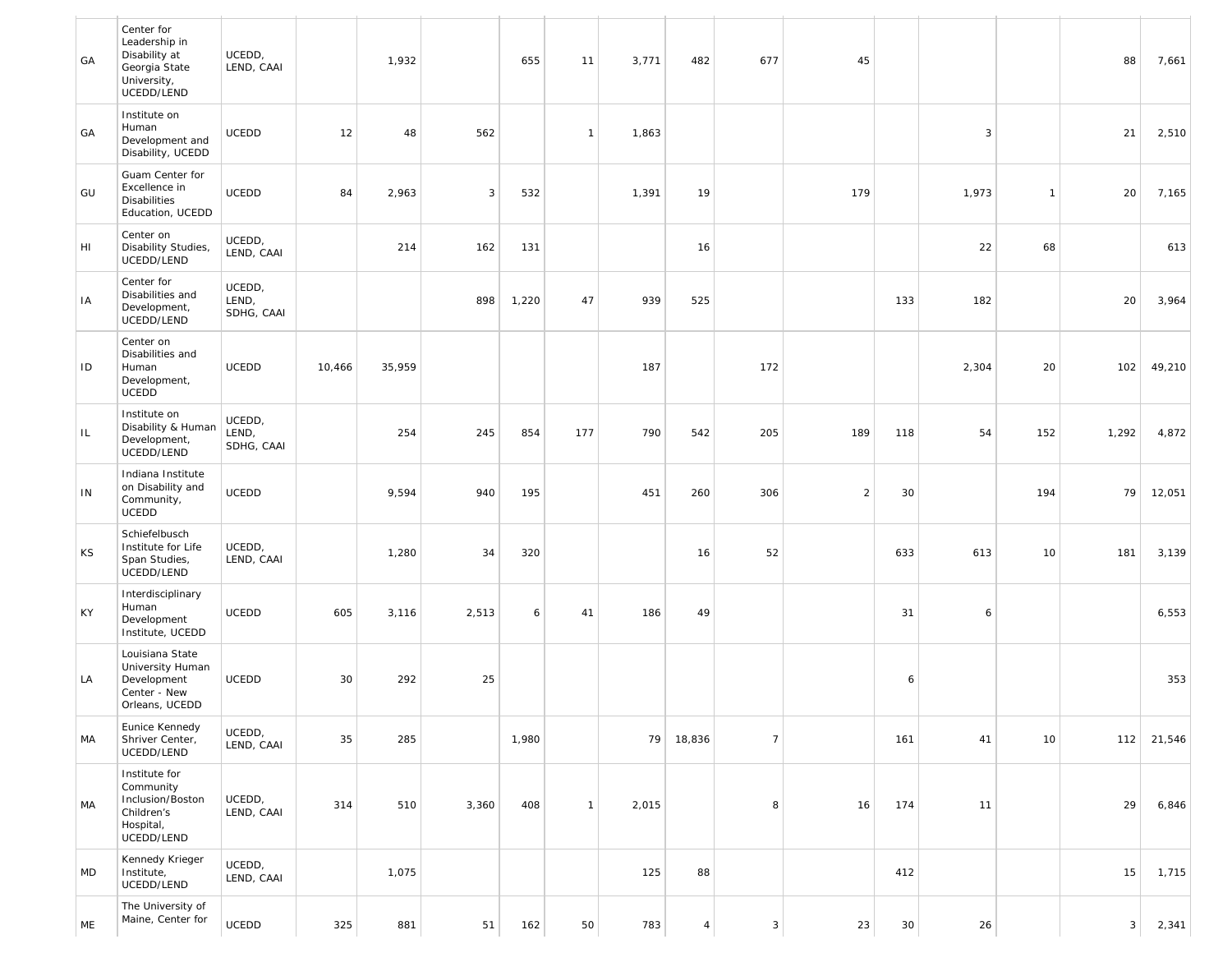| | | | | | | | | | | | | | | | | |
|---|---|---|---|---|---|---|---|---|---|---|---|---|---|---|---|---|
| GA | Center for Leadership in Disability at Georgia State University, UCEDD/LEND | UCEDD, LEND, CAAI | | 1,932 | | 655 | 11 | 3,771 | 482 | 677 | 45 | | | | 88 | 7,661 |
| GA | Institute on Human Development and Disability, UCEDD | UCEDD | 12 | 48 | 562 | | 1 | 1,863 | | | | | 3 | | 21 | 2,510 |
| GU | Guam Center for Excellence in Disabilities Education, UCEDD | UCEDD | 84 | 2,963 | 3 | 532 | | 1,391 | 19 | | 179 | | 1,973 | 1 | 20 | 7,165 |
| HI | Center on Disability Studies, UCEDD/LEND | UCEDD, LEND, CAAI | | 214 | 162 | 131 | | | 16 | | | | 22 | 68 | | 613 |
| IA | Center for Disabilities and Development, UCEDD/LEND | UCEDD, LEND, SDHG, CAAI | | | 898 | 1,220 | 47 | 939 | 525 | | | 133 | 182 | | 20 | 3,964 |
| ID | Center on Disabilities and Human Development, UCEDD | UCEDD | 10,466 | 35,959 | | | | 187 | | 172 | | | 2,304 | 20 | 102 | 49,210 |
| IL | Institute on Disability & Human Development, UCEDD/LEND | UCEDD, LEND, SDHG, CAAI | | 254 | 245 | 854 | 177 | 790 | 542 | 205 | 189 | 118 | 54 | 152 | 1,292 | 4,872 |
| IN | Indiana Institute on Disability and Community, UCEDD | UCEDD | | 9,594 | 940 | 195 | | 451 | 260 | 306 | 2 | 30 | | 194 | 79 | 12,051 |
| KS | Schiefelbusch Institute for Life Span Studies, UCEDD/LEND | UCEDD, LEND, CAAI | | 1,280 | 34 | 320 | | | 16 | 52 | | 633 | 613 | 10 | 181 | 3,139 |
| KY | Interdisciplinary Human Development Institute, UCEDD | UCEDD | 605 | 3,116 | 2,513 | 6 | 41 | 186 | 49 | | | 31 | 6 | | | 6,553 |
| LA | Louisiana State University Human Development Center - New Orleans, UCEDD | UCEDD | 30 | 292 | 25 | | | | | | | 6 | | | | 353 |
| MA | Eunice Kennedy Shriver Center, UCEDD/LEND | UCEDD, LEND, CAAI | 35 | 285 | | 1,980 | | 79 | 18,836 | 7 | | 161 | 41 | 10 | 112 | 21,546 |
| MA | Institute for Community Inclusion/Boston Children's Hospital, UCEDD/LEND | UCEDD, LEND, CAAI | 314 | 510 | 3,360 | 408 | 1 | 2,015 | | 8 | 16 | 174 | 11 | | 29 | 6,846 |
| MD | Kennedy Krieger Institute, UCEDD/LEND | UCEDD, LEND, CAAI | | 1,075 | | | | 125 | 88 | | | 412 | | | 15 | 1,715 |
| ME | The University of Maine, Center for | UCEDD | 325 | 881 | 51 | 162 | 50 | 783 | 4 | 3 | 23 | 30 | 26 | | 3 | 2,341 |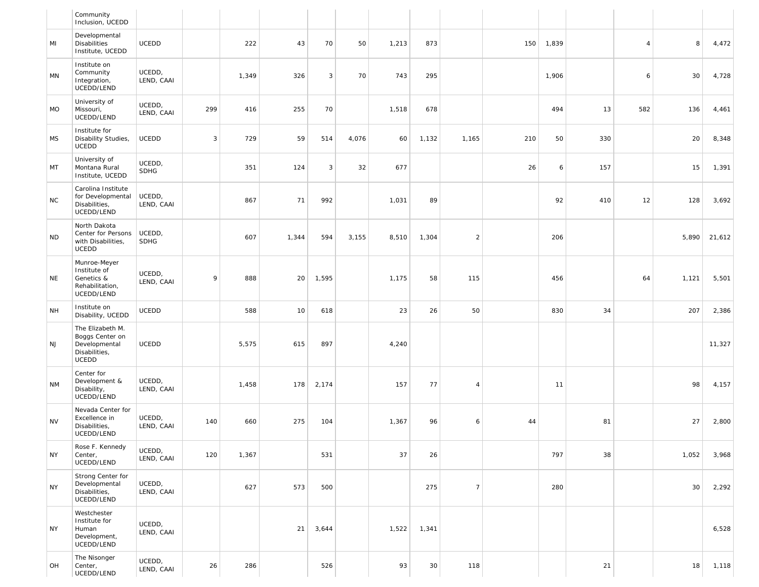| | | | | | | | | | | | | | | | | |
|---|---|---|---|---|---|---|---|---|---|---|---|---|---|---|---|---|
| | Community Inclusion, UCEDD | | | | | | | | | | | | | | | |
| MI | Developmental Disabilities Institute, UCEDD | UCEDD | | 222 | 43 | 70 | 50 | 1,213 | 873 | | 150 | 1,839 | | 4 | 8 | 4,472 |
| MN | Institute on Community Integration, UCEDD/LEND | UCEDD, LEND, CAAI | | 1,349 | 326 | 3 | 70 | 743 | 295 | | | 1,906 | | 6 | 30 | 4,728 |
| MO | University of Missouri, UCEDD/LEND | UCEDD, LEND, CAAI | 299 | 416 | 255 | 70 | | 1,518 | 678 | | | 494 | 13 | 582 | 136 | 4,461 |
| MS | Institute for Disability Studies, UCEDD | UCEDD | 3 | 729 | 59 | 514 | 4,076 | 60 | 1,132 | 1,165 | 210 | 50 | 330 | | 20 | 8,348 |
| MT | University of Montana Rural Institute, UCEDD | UCEDD, SDHG | | 351 | 124 | 3 | 32 | 677 | | | 26 | 6 | 157 | | 15 | 1,391 |
| NC | Carolina Institute for Developmental Disabilities, UCEDD/LEND | UCEDD, LEND, CAAI | | 867 | 71 | 992 | | 1,031 | 89 | | | 92 | 410 | 12 | 128 | 3,692 |
| ND | North Dakota Center for Persons with Disabilities, UCEDD | UCEDD, SDHG | | 607 | 1,344 | 594 | 3,155 | 8,510 | 1,304 | 2 | | 206 | | | 5,890 | 21,612 |
| NE | Munroe-Meyer Institute of Genetics & Rehabilitation, UCEDD/LEND | UCEDD, LEND, CAAI | 9 | 888 | 20 | 1,595 | | 1,175 | 58 | 115 | | 456 | | 64 | 1,121 | 5,501 |
| NH | Institute on Disability, UCEDD | UCEDD | | 588 | 10 | 618 | | 23 | 26 | 50 | | 830 | 34 | | 207 | 2,386 |
| NJ | The Elizabeth M. Boggs Center on Developmental Disabilities, UCEDD | UCEDD | | 5,575 | 615 | 897 | | 4,240 | | | | | | | | 11,327 |
| NM | Center for Development & Disability, UCEDD/LEND | UCEDD, LEND, CAAI | | 1,458 | 178 | 2,174 | | 157 | 77 | 4 | | 11 | | | 98 | 4,157 |
| NV | Nevada Center for Excellence in Disabilities, UCEDD/LEND | UCEDD, LEND, CAAI | 140 | 660 | 275 | 104 | | 1,367 | 96 | 6 | 44 | | 81 | | 27 | 2,800 |
| NY | Rose F. Kennedy Center, UCEDD/LEND | UCEDD, LEND, CAAI | 120 | 1,367 | | 531 | | 37 | 26 | | | 797 | 38 | | 1,052 | 3,968 |
| NY | Strong Center for Developmental Disabilities, UCEDD/LEND | UCEDD, LEND, CAAI | | 627 | 573 | 500 | | | 275 | 7 | | 280 | | | 30 | 2,292 |
| NY | Westchester Institute for Human Development, UCEDD/LEND | UCEDD, LEND, CAAI | | | 21 | 3,644 | | 1,522 | 1,341 | | | | | | | 6,528 |
| OH | The Nisonger Center, UCEDD/LEND | UCEDD, LEND, CAAI | 26 | 286 | | 526 | | 93 | 30 | 118 | | | 21 | | 18 | 1,118 |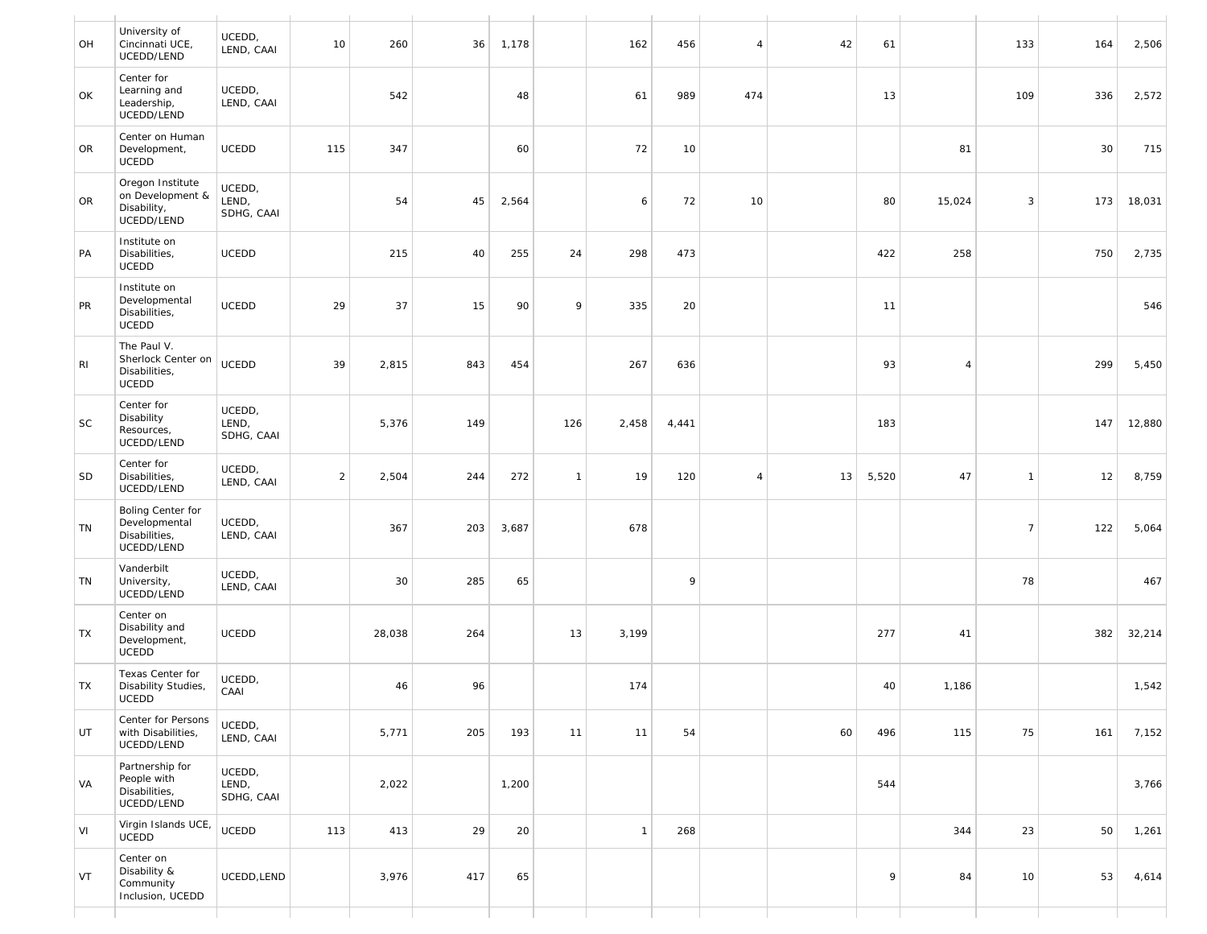| | | | | | | | | | | | | | | | | |
|---|---|---|---|---|---|---|---|---|---|---|---|---|---|---|---|---|
| OH | University of Cincinnati UCE, UCEDD/LEND | UCEDD, LEND, CAAI | 10 | 260 | 36 | 1,178 | | 162 | 456 | 4 | 42 | 61 | | 133 | 164 | 2,506 |
| OK | Center for Learning and Leadership, UCEDD/LEND | UCEDD, LEND, CAAI | | 542 | | 48 | | 61 | 989 | 474 | | 13 | | 109 | 336 | 2,572 |
| OR | Center on Human Development, UCEDD | UCEDD | 115 | 347 | | 60 | | 72 | 10 | | | | 81 | | 30 | 715 |
| OR | Oregon Institute on Development & Disability, UCEDD/LEND | UCEDD, LEND, SDHG, CAAI | | 54 | 45 | 2,564 | | 6 | 72 | 10 | | 80 | 15,024 | 3 | 173 | 18,031 |
| PA | Institute on Disabilities, UCEDD | UCEDD | | 215 | 40 | 255 | 24 | 298 | 473 | | | 422 | 258 | | 750 | 2,735 |
| PR | Institute on Developmental Disabilities, UCEDD | UCEDD | 29 | 37 | 15 | 90 | 9 | 335 | 20 | | | 11 | | | | 546 |
| RI | The Paul V. Sherlock Center on Disabilities, UCEDD | UCEDD | 39 | 2,815 | 843 | 454 | | 267 | 636 | | | 93 | 4 | | 299 | 5,450 |
| SC | Center for Disability Resources, UCEDD/LEND | UCEDD, LEND, SDHG, CAAI | | 5,376 | 149 | | 126 | 2,458 | 4,441 | | | 183 | | | 147 | 12,880 |
| SD | Center for Disabilities, UCEDD/LEND | UCEDD, LEND, CAAI | 2 | 2,504 | 244 | 272 | 1 | 19 | 120 | 4 | 13 | 5,520 | 47 | 1 | 12 | 8,759 |
| TN | Boling Center for Developmental Disabilities, UCEDD/LEND | UCEDD, LEND, CAAI | | 367 | 203 | 3,687 | | 678 | | | | | | 7 | 122 | 5,064 |
| TN | Vanderbilt University, UCEDD/LEND | UCEDD, LEND, CAAI | | 30 | 285 | 65 | | | 9 | | | | | 78 | | 467 |
| TX | Center on Disability and Development, UCEDD | UCEDD | | 28,038 | 264 | | 13 | 3,199 | | | | 277 | 41 | | 382 | 32,214 |
| TX | Texas Center for Disability Studies, UCEDD | UCEDD, CAAI | | 46 | 96 | | | 174 | | | | 40 | 1,186 | | | 1,542 |
| UT | Center for Persons with Disabilities, UCEDD/LEND | UCEDD, LEND, CAAI | | 5,771 | 205 | 193 | 11 | 11 | 54 | | 60 | 496 | 115 | 75 | 161 | 7,152 |
| VA | Partnership for People with Disabilities, UCEDD/LEND | UCEDD, LEND, SDHG, CAAI | | 2,022 | | 1,200 | | | | | | 544 | | | | 3,766 |
| VI | Virgin Islands UCE, UCEDD | UCEDD | 113 | 413 | 29 | 20 | | 1 | 268 | | | | 344 | 23 | 50 | 1,261 |
| VT | Center on Disability & Community Inclusion, UCEDD | UCEDD,LEND | | 3,976 | 417 | 65 | | | | | | 9 | 84 | 10 | 53 | 4,614 |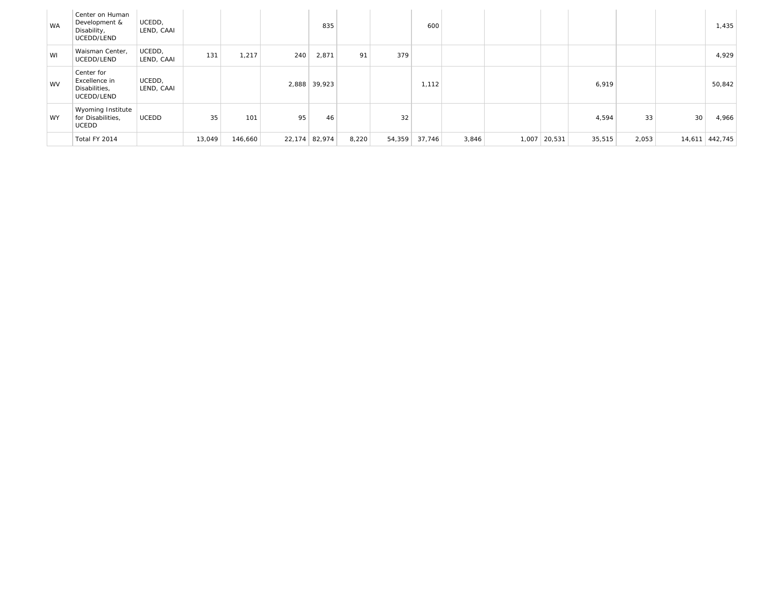| | | | | | | | | | | | | | | | | |
|---|---|---|---|---|---|---|---|---|---|---|---|---|---|---|---|---|
| WA | Center on Human Development & Disability, UCEDD/LEND | UCEDD, LEND, CAAI | | | | 835 | | | 600 | | | | | | | 1,435 |
| WI | Waisman Center, UCEDD/LEND | UCEDD, LEND, CAAI | 131 | 1,217 | 240 | 2,871 | 91 | 379 | | | | | | | | 4,929 |
| WV | Center for Excellence in Disabilities, UCEDD/LEND | UCEDD, LEND, CAAI | | | 2,888 | 39,923 | | | 1,112 | | | | 6,919 | | | 50,842 |
| WY | Wyoming Institute for Disabilities, UCEDD | UCEDD | 35 | 101 | 95 | 46 | | 32 | | | | | 4,594 | 33 | 30 | 4,966 |
| | Total FY 2014 | | 13,049 | 146,660 | 22,174 | 82,974 | 8,220 | 54,359 | 37,746 | 3,846 | 1,007 | 20,531 | 35,515 | 2,053 | 14,611 | 442,745 |